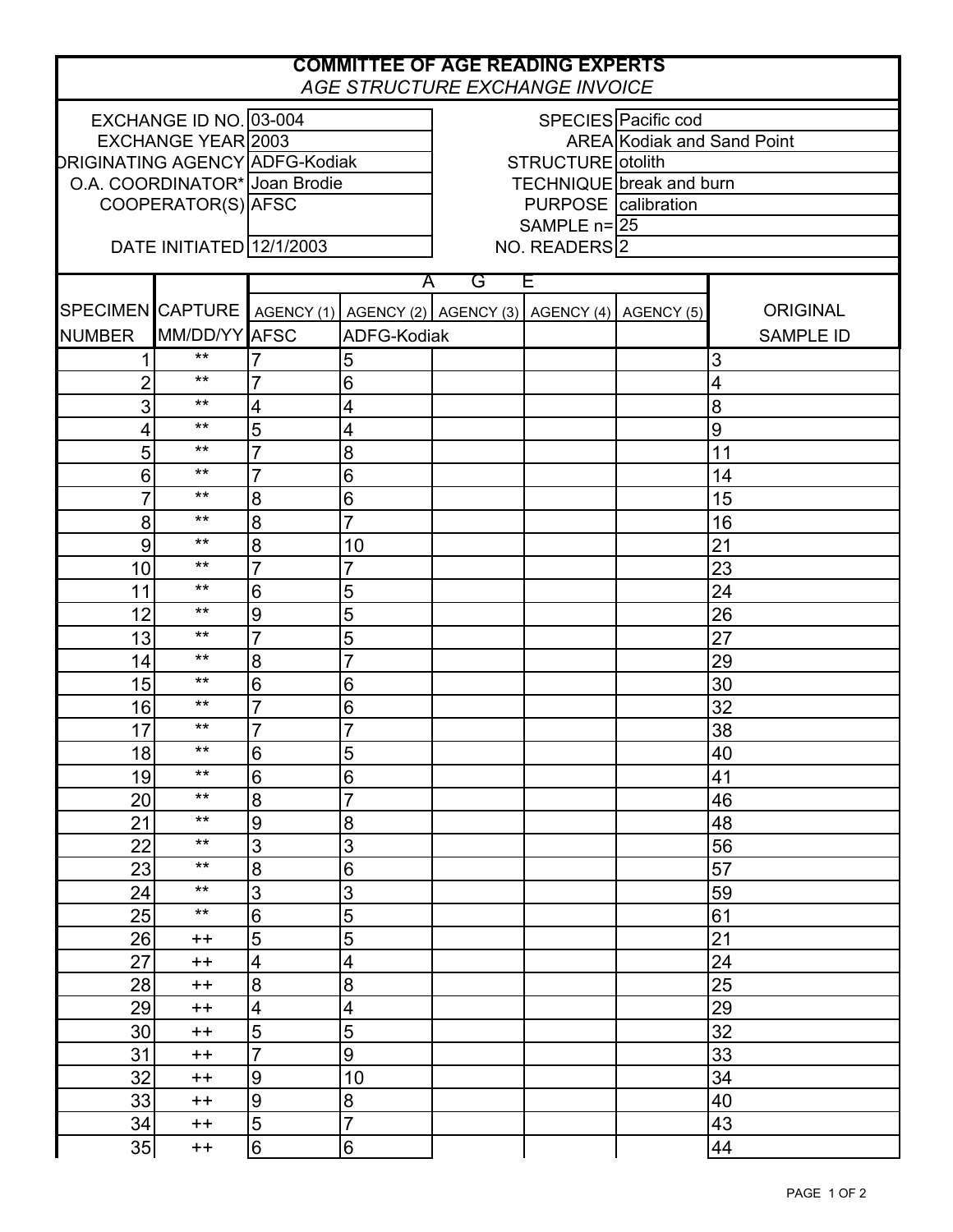# COMMITTEE OF AGE READING EXPERTS

*AGE STRUCTURE EXCHANGE INVOICE*

| | | | |
|---|---|---|---|
| EXCHANGE ID NO. | 03-004 | SPECIES | Pacific cod |
| EXCHANGE YEAR | 2003 | AREA | Kodiak and Sand Point |
| ORIGINATING AGENCY | ADFG-Kodiak | STRUCTURE | otolith |
| O.A. COORDINATOR* | Joan Brodie | TECHNIQUE | break and burn |
| COOPERATOR(S) | AFSC | PURPOSE | calibration |
| | | SAMPLE n= | 25 |
| DATE INITIATED | 12/1/2003 | NO. READERS | 2 |

| SPECIMEN NUMBER | CAPTURE MM/DD/YY | AGE: AGENCY (1) AFSC | AGENCY (2) ADFG-Kodiak | AGENCY (3) | AGENCY (4) | AGENCY (5) | ORIGINAL SAMPLE ID |
|---|---|---|---|---|---|---|---|
| 1 | ** | 7 | 5 | | | | 3 |
| 2 | ** | 7 | 6 | | | | 4 |
| 3 | ** | 4 | 4 | | | | 8 |
| 4 | ** | 5 | 4 | | | | 9 |
| 5 | ** | 7 | 8 | | | | 11 |
| 6 | ** | 7 | 6 | | | | 14 |
| 7 | ** | 8 | 6 | | | | 15 |
| 8 | ** | 8 | 7 | | | | 16 |
| 9 | ** | 8 | 10 | | | | 21 |
| 10 | ** | 7 | 7 | | | | 23 |
| 11 | ** | 6 | 5 | | | | 24 |
| 12 | ** | 9 | 5 | | | | 26 |
| 13 | ** | 7 | 5 | | | | 27 |
| 14 | ** | 8 | 7 | | | | 29 |
| 15 | ** | 6 | 6 | | | | 30 |
| 16 | ** | 7 | 6 | | | | 32 |
| 17 | ** | 7 | 7 | | | | 38 |
| 18 | ** | 6 | 5 | | | | 40 |
| 19 | ** | 6 | 6 | | | | 41 |
| 20 | ** | 8 | 7 | | | | 46 |
| 21 | ** | 9 | 8 | | | | 48 |
| 22 | ** | 3 | 3 | | | | 56 |
| 23 | ** | 8 | 6 | | | | 57 |
| 24 | ** | 3 | 3 | | | | 59 |
| 25 | ** | 6 | 5 | | | | 61 |
| 26 | ++ | 5 | 5 | | | | 21 |
| 27 | ++ | 4 | 4 | | | | 24 |
| 28 | ++ | 8 | 8 | | | | 25 |
| 29 | ++ | 4 | 4 | | | | 29 |
| 30 | ++ | 5 | 5 | | | | 32 |
| 31 | ++ | 7 | 9 | | | | 33 |
| 32 | ++ | 9 | 10 | | | | 34 |
| 33 | ++ | 9 | 8 | | | | 40 |
| 34 | ++ | 5 | 7 | | | | 43 |
| 35 | ++ | 6 | 6 | | | | 44 |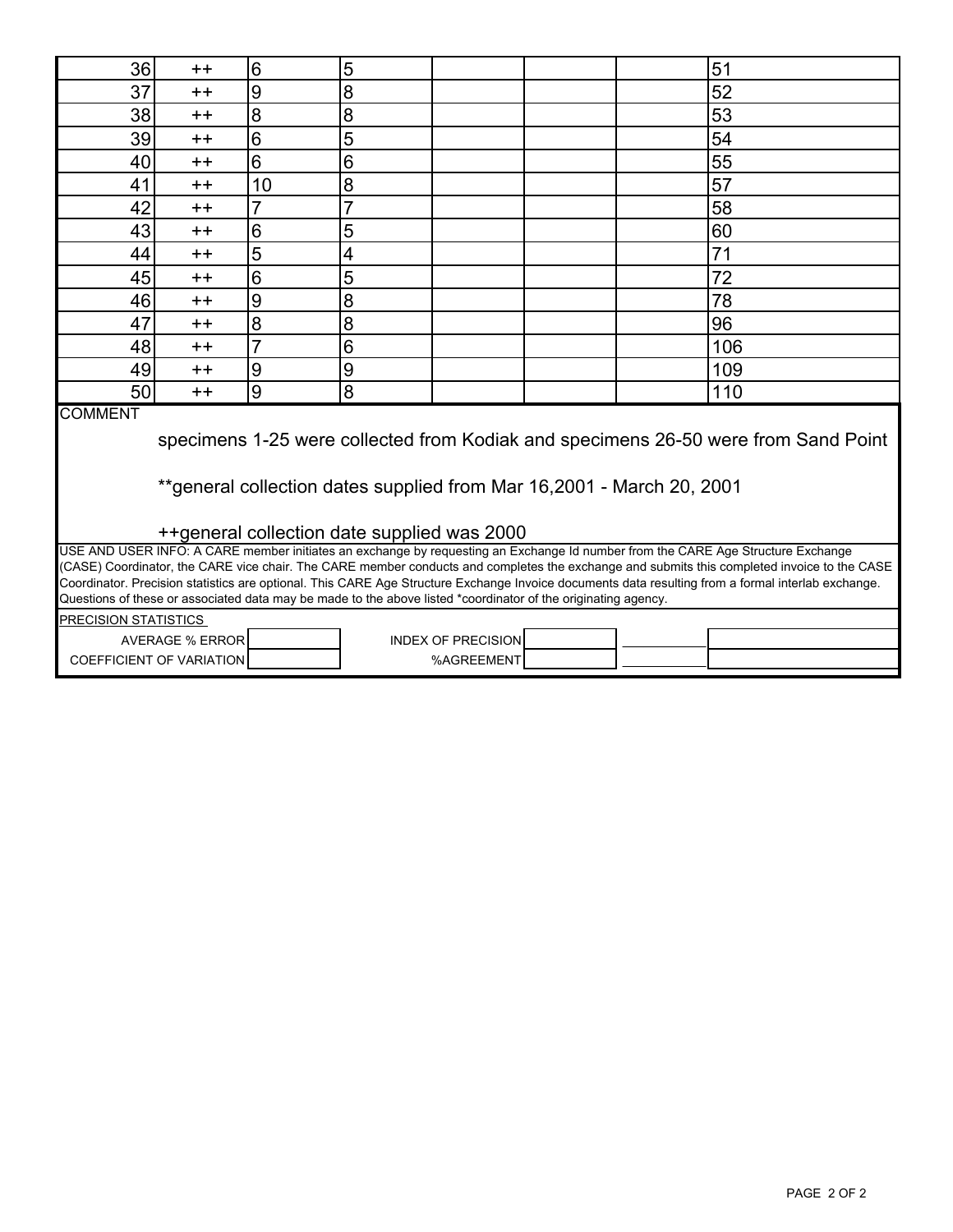| | | | | | | | |
|---|---|---|---|---|---|---|---|
| 36 | ++ | 6 | 5 | | | | 51 |
| 37 | ++ | 9 | 8 | | | | 52 |
| 38 | ++ | 8 | 8 | | | | 53 |
| 39 | ++ | 6 | 5 | | | | 54 |
| 40 | ++ | 6 | 6 | | | | 55 |
| 41 | ++ | 10 | 8 | | | | 57 |
| 42 | ++ | 7 | 7 | | | | 58 |
| 43 | ++ | 6 | 5 | | | | 60 |
| 44 | ++ | 5 | 4 | | | | 71 |
| 45 | ++ | 6 | 5 | | | | 72 |
| 46 | ++ | 9 | 8 | | | | 78 |
| 47 | ++ | 8 | 8 | | | | 96 |
| 48 | ++ | 7 | 6 | | | | 106 |
| 49 | ++ | 9 | 9 | | | | 109 |
| 50 | ++ | 9 | 8 | | | | 110 |

COMMENT

specimens 1-25 were collected from Kodiak and specimens 26-50 were from Sand Point

**general collection dates supplied from Mar 16,2001 - March 20, 2001

++general collection date supplied was 2000

USE AND USER INFO: A CARE member initiates an exchange by requesting an Exchange Id number from the CARE Age Structure Exchange (CASE) Coordinator, the CARE vice chair. The CARE member conducts and completes the exchange and submits this completed invoice to the CASE Coordinator. Precision statistics are optional. This CARE Age Structure Exchange Invoice documents data resulting from a formal interlab exchange. Questions of these or associated data may be made to the above listed *coordinator of the originating agency.

PRECISION STATISTICS

| | | | | | |
|---|---|---|---|---|---|
| AVERAGE % ERROR | | INDEX OF PRECISION | | | |
| COEFFICIENT OF VARIATION | | %AGREEMENT | | | |